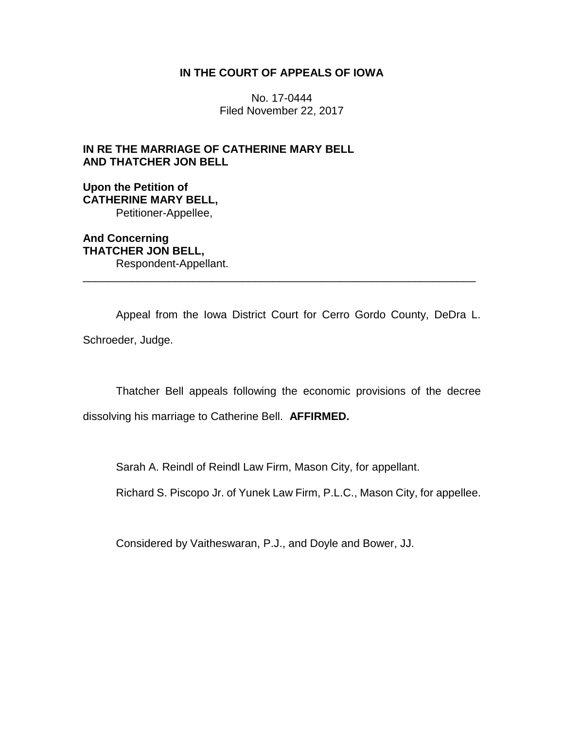**IN THE COURT OF APPEALS OF IOWA**

No. 17-0444
Filed November 22, 2017

**IN RE THE MARRIAGE OF CATHERINE MARY BELL AND THATCHER JON BELL**

**Upon the Petition of**
**CATHERINE MARY BELL,**
Petitioner-Appellee,

**And Concerning**
**THATCHER JON BELL,**
Respondent-Appellant.

---

Appeal from the Iowa District Court for Cerro Gordo County, DeDra L. Schroeder, Judge.

Thatcher Bell appeals following the economic provisions of the decree dissolving his marriage to Catherine Bell. **AFFIRMED.**

Sarah A. Reindl of Reindl Law Firm, Mason City, for appellant.

Richard S. Piscopo Jr. of Yunek Law Firm, P.L.C., Mason City, for appellee.

Considered by Vaitheswaran, P.J., and Doyle and Bower, JJ.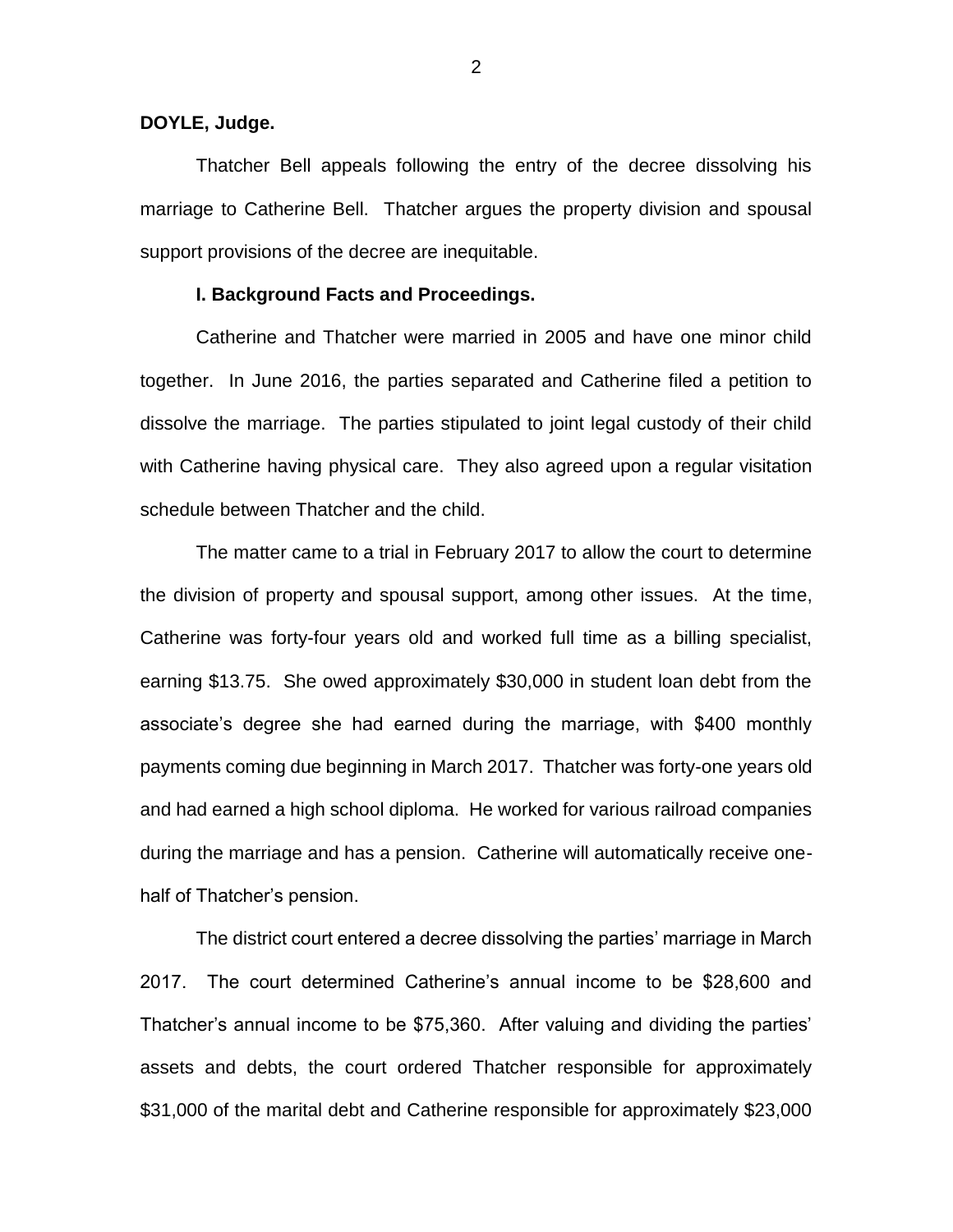**DOYLE, Judge.**

Thatcher Bell appeals following the entry of the decree dissolving his marriage to Catherine Bell. Thatcher argues the property division and spousal support provisions of the decree are inequitable.

**I. Background Facts and Proceedings.**

Catherine and Thatcher were married in 2005 and have one minor child together. In June 2016, the parties separated and Catherine filed a petition to dissolve the marriage. The parties stipulated to joint legal custody of their child with Catherine having physical care. They also agreed upon a regular visitation schedule between Thatcher and the child.

The matter came to a trial in February 2017 to allow the court to determine the division of property and spousal support, among other issues. At the time, Catherine was forty-four years old and worked full time as a billing specialist, earning $13.75. She owed approximately $30,000 in student loan debt from the associate's degree she had earned during the marriage, with $400 monthly payments coming due beginning in March 2017. Thatcher was forty-one years old and had earned a high school diploma. He worked for various railroad companies during the marriage and has a pension. Catherine will automatically receive one-half of Thatcher's pension.

The district court entered a decree dissolving the parties' marriage in March 2017. The court determined Catherine's annual income to be $28,600 and Thatcher's annual income to be $75,360. After valuing and dividing the parties' assets and debts, the court ordered Thatcher responsible for approximately $31,000 of the marital debt and Catherine responsible for approximately $23,000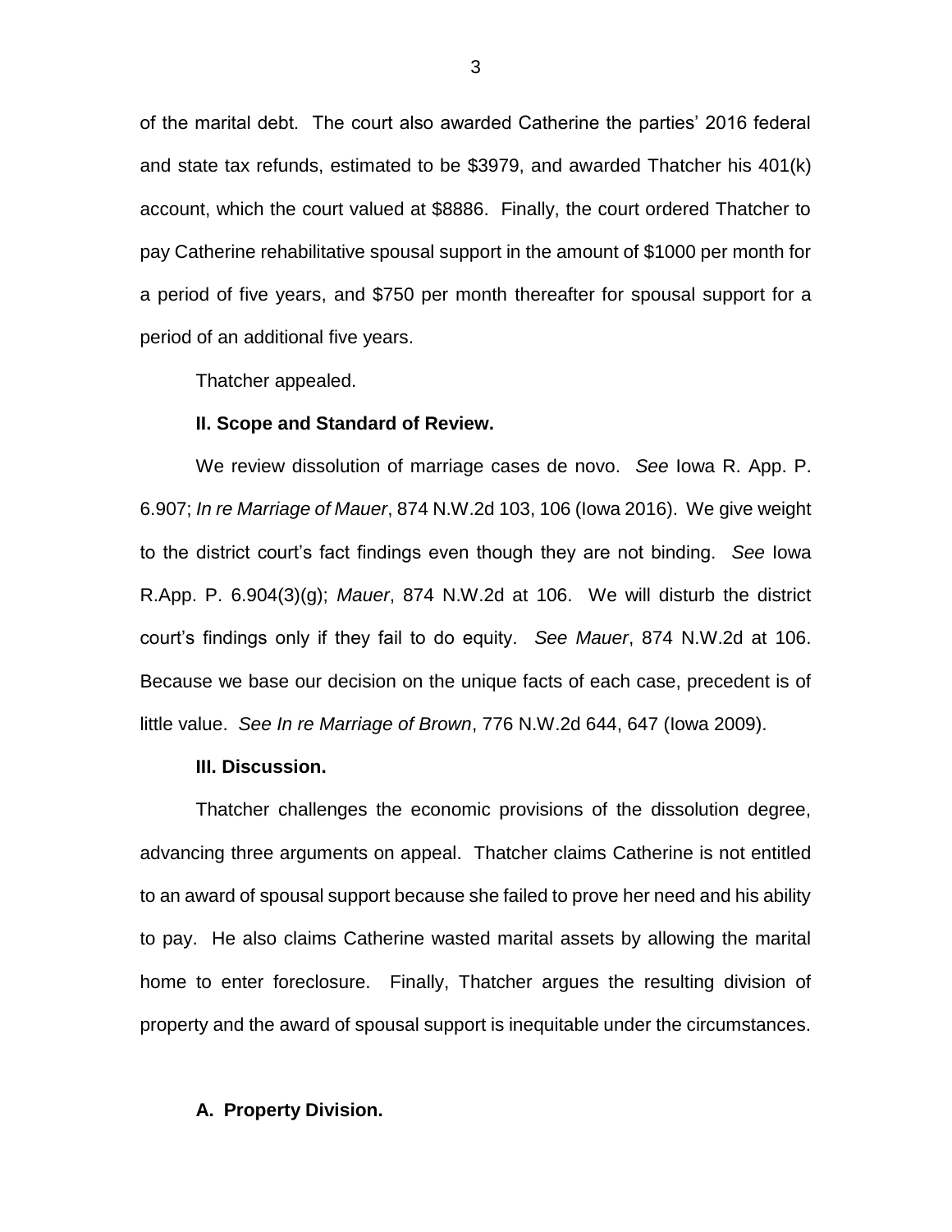of the marital debt. The court also awarded Catherine the parties' 2016 federal and state tax refunds, estimated to be $3979, and awarded Thatcher his 401(k) account, which the court valued at $8886. Finally, the court ordered Thatcher to pay Catherine rehabilitative spousal support in the amount of $1000 per month for a period of five years, and $750 per month thereafter for spousal support for a period of an additional five years.

Thatcher appealed.

**II. Scope and Standard of Review.**

We review dissolution of marriage cases de novo. *See* Iowa R. App. P. 6.907; *In re Marriage of Mauer*, 874 N.W.2d 103, 106 (Iowa 2016). We give weight to the district court's fact findings even though they are not binding. *See* Iowa R.App. P. 6.904(3)(g); *Mauer*, 874 N.W.2d at 106. We will disturb the district court's findings only if they fail to do equity. *See Mauer*, 874 N.W.2d at 106. Because we base our decision on the unique facts of each case, precedent is of little value. *See In re Marriage of Brown*, 776 N.W.2d 644, 647 (Iowa 2009).

**III. Discussion.**

Thatcher challenges the economic provisions of the dissolution degree, advancing three arguments on appeal. Thatcher claims Catherine is not entitled to an award of spousal support because she failed to prove her need and his ability to pay. He also claims Catherine wasted marital assets by allowing the marital home to enter foreclosure. Finally, Thatcher argues the resulting division of property and the award of spousal support is inequitable under the circumstances.

**A. Property Division.**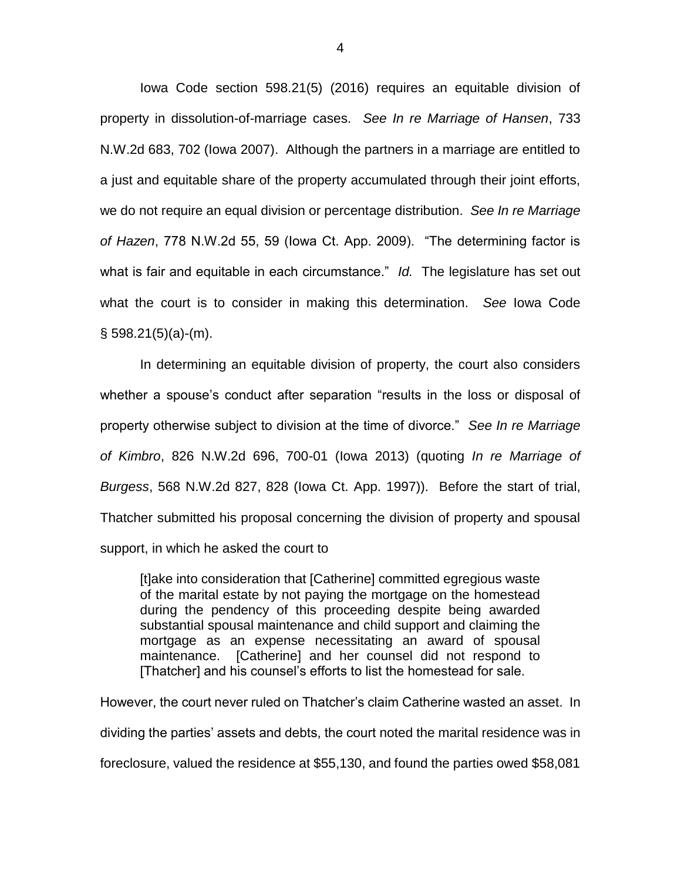Iowa Code section 598.21(5) (2016) requires an equitable division of property in dissolution-of-marriage cases. *See In re Marriage of Hansen*, 733 N.W.2d 683, 702 (Iowa 2007). Although the partners in a marriage are entitled to a just and equitable share of the property accumulated through their joint efforts, we do not require an equal division or percentage distribution. *See In re Marriage of Hazen*, 778 N.W.2d 55, 59 (Iowa Ct. App. 2009). "The determining factor is what is fair and equitable in each circumstance." *Id.* The legislature has set out what the court is to consider in making this determination. *See* Iowa Code § 598.21(5)(a)-(m).

In determining an equitable division of property, the court also considers whether a spouse's conduct after separation "results in the loss or disposal of property otherwise subject to division at the time of divorce." *See In re Marriage of Kimbro*, 826 N.W.2d 696, 700-01 (Iowa 2013) (quoting *In re Marriage of Burgess*, 568 N.W.2d 827, 828 (Iowa Ct. App. 1997)). Before the start of trial, Thatcher submitted his proposal concerning the division of property and spousal support, in which he asked the court to

> [t]ake into consideration that [Catherine] committed egregious waste of the marital estate by not paying the mortgage on the homestead during the pendency of this proceeding despite being awarded substantial spousal maintenance and child support and claiming the mortgage as an expense necessitating an award of spousal maintenance. [Catherine] and her counsel did not respond to [Thatcher] and his counsel's efforts to list the homestead for sale.

However, the court never ruled on Thatcher's claim Catherine wasted an asset. In dividing the parties' assets and debts, the court noted the marital residence was in foreclosure, valued the residence at $55,130, and found the parties owed $58,081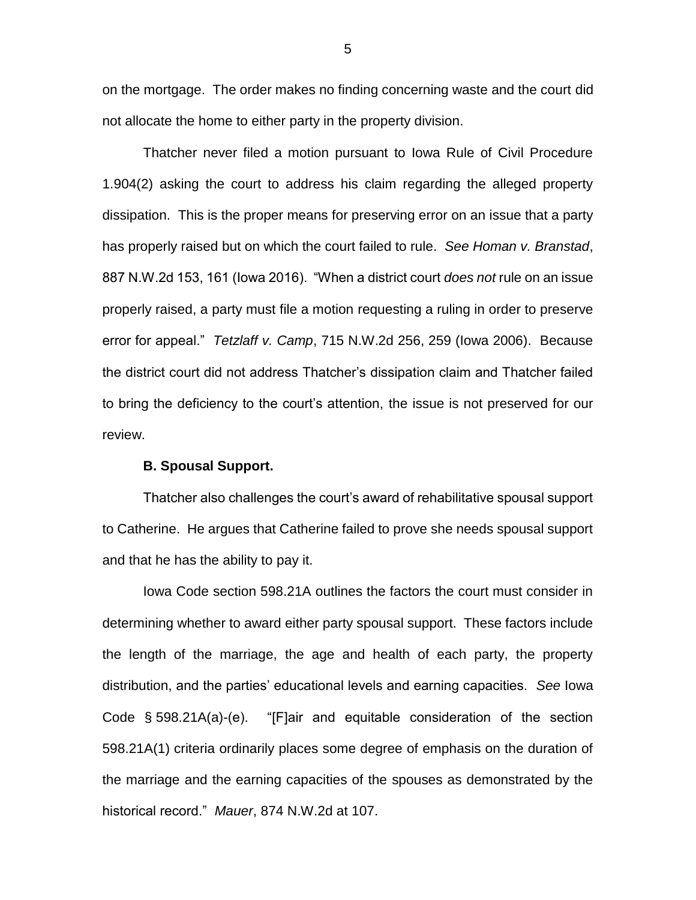on the mortgage. The order makes no finding concerning waste and the court did not allocate the home to either party in the property division.

Thatcher never filed a motion pursuant to Iowa Rule of Civil Procedure 1.904(2) asking the court to address his claim regarding the alleged property dissipation. This is the proper means for preserving error on an issue that a party has properly raised but on which the court failed to rule. *See Homan v. Branstad*, 887 N.W.2d 153, 161 (Iowa 2016). "When a district court *does not* rule on an issue properly raised, a party must file a motion requesting a ruling in order to preserve error for appeal." *Tetzlaff v. Camp*, 715 N.W.2d 256, 259 (Iowa 2006). Because the district court did not address Thatcher's dissipation claim and Thatcher failed to bring the deficiency to the court's attention, the issue is not preserved for our review.

**B. Spousal Support.**

Thatcher also challenges the court's award of rehabilitative spousal support to Catherine. He argues that Catherine failed to prove she needs spousal support and that he has the ability to pay it.

Iowa Code section 598.21A outlines the factors the court must consider in determining whether to award either party spousal support. These factors include the length of the marriage, the age and health of each party, the property distribution, and the parties' educational levels and earning capacities. *See* Iowa Code § 598.21A(a)-(e). "[F]air and equitable consideration of the section 598.21A(1) criteria ordinarily places some degree of emphasis on the duration of the marriage and the earning capacities of the spouses as demonstrated by the historical record." *Mauer*, 874 N.W.2d at 107.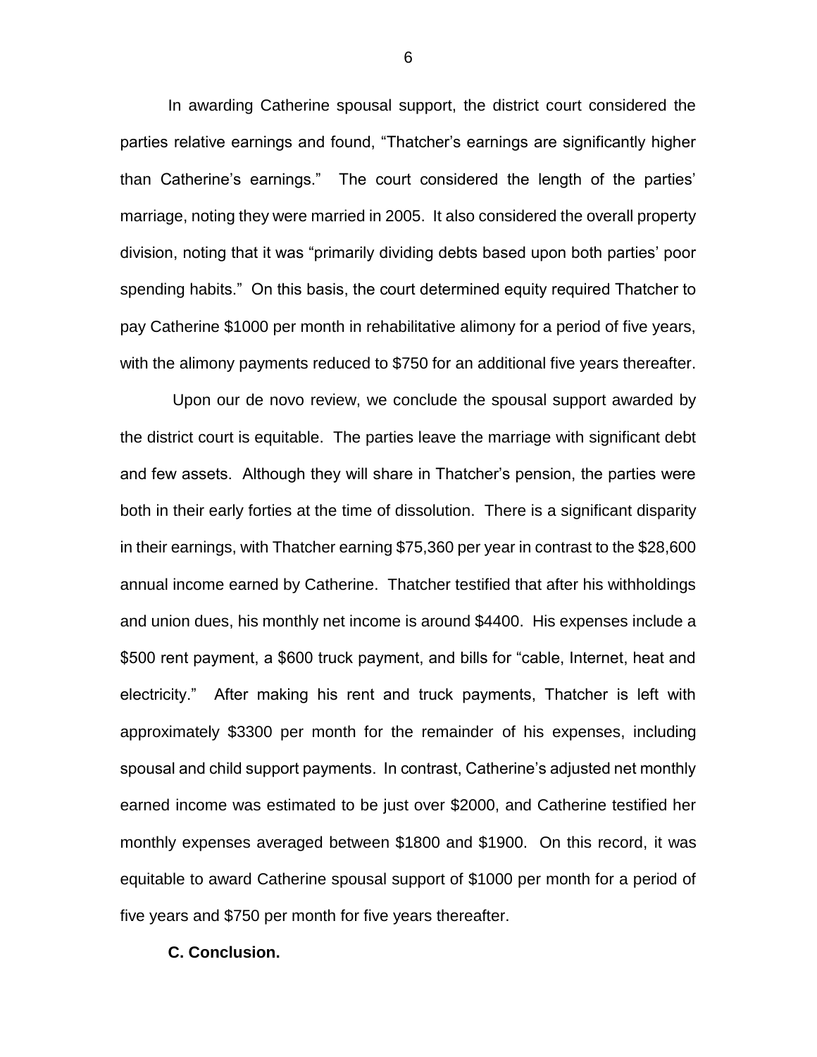In awarding Catherine spousal support, the district court considered the parties relative earnings and found, “Thatcher’s earnings are significantly higher than Catherine’s earnings.” The court considered the length of the parties’ marriage, noting they were married in 2005. It also considered the overall property division, noting that it was “primarily dividing debts based upon both parties’ poor spending habits.” On this basis, the court determined equity required Thatcher to pay Catherine $1000 per month in rehabilitative alimony for a period of five years, with the alimony payments reduced to $750 for an additional five years thereafter.

Upon our de novo review, we conclude the spousal support awarded by the district court is equitable. The parties leave the marriage with significant debt and few assets. Although they will share in Thatcher’s pension, the parties were both in their early forties at the time of dissolution. There is a significant disparity in their earnings, with Thatcher earning $75,360 per year in contrast to the $28,600 annual income earned by Catherine. Thatcher testified that after his withholdings and union dues, his monthly net income is around $4400. His expenses include a $500 rent payment, a $600 truck payment, and bills for “cable, Internet, heat and electricity.” After making his rent and truck payments, Thatcher is left with approximately $3300 per month for the remainder of his expenses, including spousal and child support payments. In contrast, Catherine’s adjusted net monthly earned income was estimated to be just over $2000, and Catherine testified her monthly expenses averaged between $1800 and $1900. On this record, it was equitable to award Catherine spousal support of $1000 per month for a period of five years and $750 per month for five years thereafter.

**C. Conclusion.**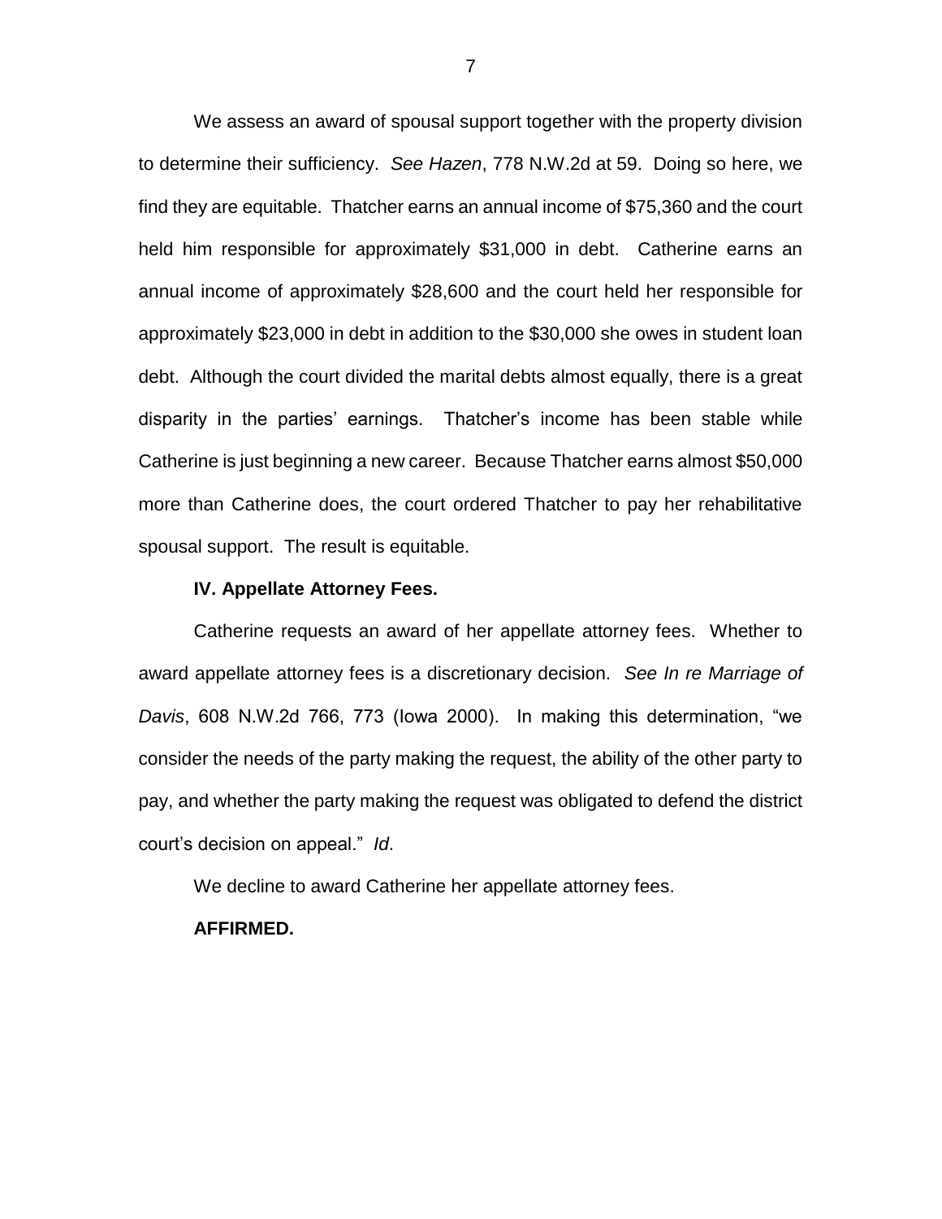We assess an award of spousal support together with the property division to determine their sufficiency. *See Hazen*, 778 N.W.2d at 59. Doing so here, we find they are equitable. Thatcher earns an annual income of $75,360 and the court held him responsible for approximately $31,000 in debt. Catherine earns an annual income of approximately $28,600 and the court held her responsible for approximately $23,000 in debt in addition to the $30,000 she owes in student loan debt. Although the court divided the marital debts almost equally, there is a great disparity in the parties' earnings. Thatcher's income has been stable while Catherine is just beginning a new career. Because Thatcher earns almost $50,000 more than Catherine does, the court ordered Thatcher to pay her rehabilitative spousal support. The result is equitable.

### IV. Appellate Attorney Fees.

Catherine requests an award of her appellate attorney fees. Whether to award appellate attorney fees is a discretionary decision. *See In re Marriage of Davis*, 608 N.W.2d 766, 773 (Iowa 2000). In making this determination, "we consider the needs of the party making the request, the ability of the other party to pay, and whether the party making the request was obligated to defend the district court's decision on appeal." *Id*.

We decline to award Catherine her appellate attorney fees.

**AFFIRMED.**